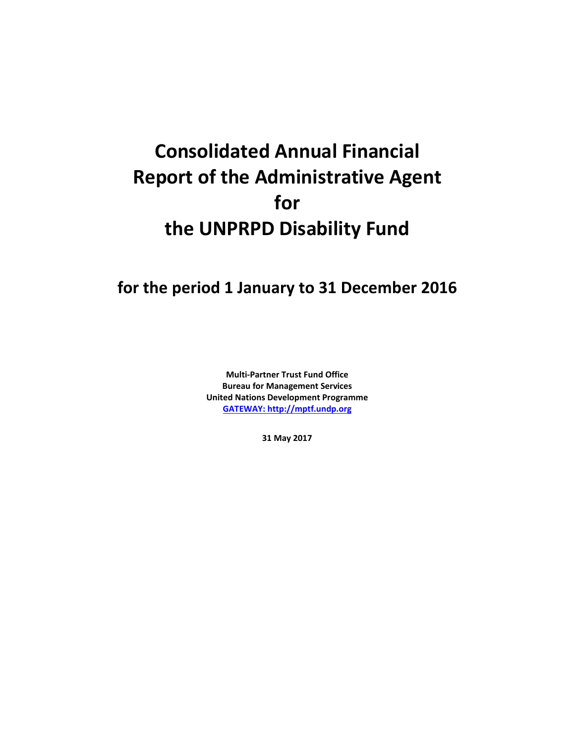# Consolidated Annual Financial Report of the Administrative Agent for the UNPRPD Disability Fund

## for the period 1 January to 31 December 2016

**Multi-Partner Trust Fund Office**
**Bureau for Management Services**
**United Nations Development Programme**
**[GATEWAY: http://mptf.undp.org](http://mptf.undp.org)**

**31 May 2017**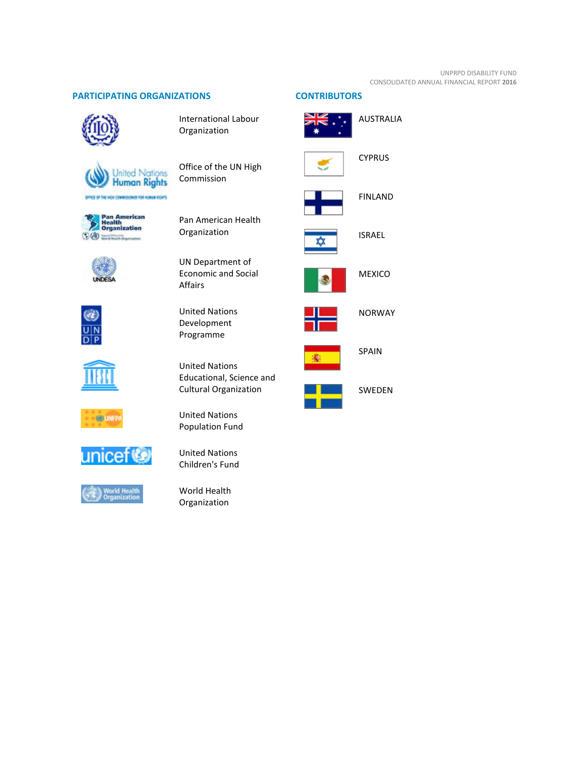## PARTICIPATING ORGANIZATIONS

- International Labour Organization
- Office of the UN High Commission
- Pan American Health Organization
- UN Department of Economic and Social Affairs
- United Nations Development Programme
- United Nations Educational, Science and Cultural Organization
- United Nations Population Fund
- United Nations Children's Fund
- World Health Organization

## CONTRIBUTORS

- AUSTRALIA
- CYPRUS
- FINLAND
- ISRAEL
- MEXICO
- NORWAY
- SPAIN
- SWEDEN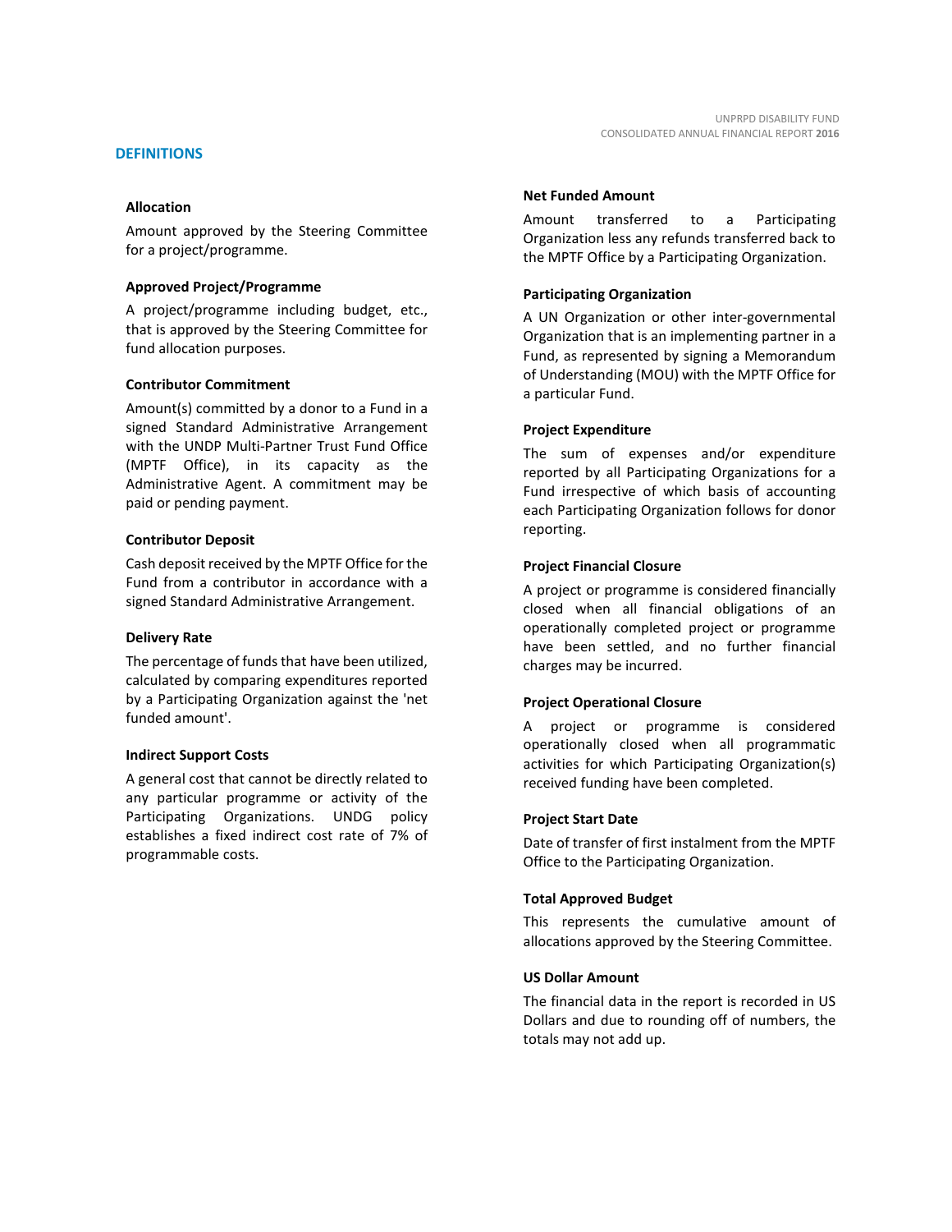## DEFINITIONS

### Allocation

Amount approved by the Steering Committee for a project/programme.

### Approved Project/Programme

A project/programme including budget, etc., that is approved by the Steering Committee for fund allocation purposes.

### Contributor Commitment

Amount(s) committed by a donor to a Fund in a signed Standard Administrative Arrangement with the UNDP Multi-Partner Trust Fund Office (MPTF Office), in its capacity as the Administrative Agent. A commitment may be paid or pending payment.

### Contributor Deposit

Cash deposit received by the MPTF Office for the Fund from a contributor in accordance with a signed Standard Administrative Arrangement.

### Delivery Rate

The percentage of funds that have been utilized, calculated by comparing expenditures reported by a Participating Organization against the 'net funded amount'.

### Indirect Support Costs

A general cost that cannot be directly related to any particular programme or activity of the Participating Organizations. UNDG policy establishes a fixed indirect cost rate of 7% of programmable costs.

### Net Funded Amount

Amount transferred to a Participating Organization less any refunds transferred back to the MPTF Office by a Participating Organization.

### Participating Organization

A UN Organization or other inter-governmental Organization that is an implementing partner in a Fund, as represented by signing a Memorandum of Understanding (MOU) with the MPTF Office for a particular Fund.

### Project Expenditure

The sum of expenses and/or expenditure reported by all Participating Organizations for a Fund irrespective of which basis of accounting each Participating Organization follows for donor reporting.

### Project Financial Closure

A project or programme is considered financially closed when all financial obligations of an operationally completed project or programme have been settled, and no further financial charges may be incurred.

### Project Operational Closure

A project or programme is considered operationally closed when all programmatic activities for which Participating Organization(s) received funding have been completed.

### Project Start Date

Date of transfer of first instalment from the MPTF Office to the Participating Organization.

### Total Approved Budget

This represents the cumulative amount of allocations approved by the Steering Committee.

### US Dollar Amount

The financial data in the report is recorded in US Dollars and due to rounding off of numbers, the totals may not add up.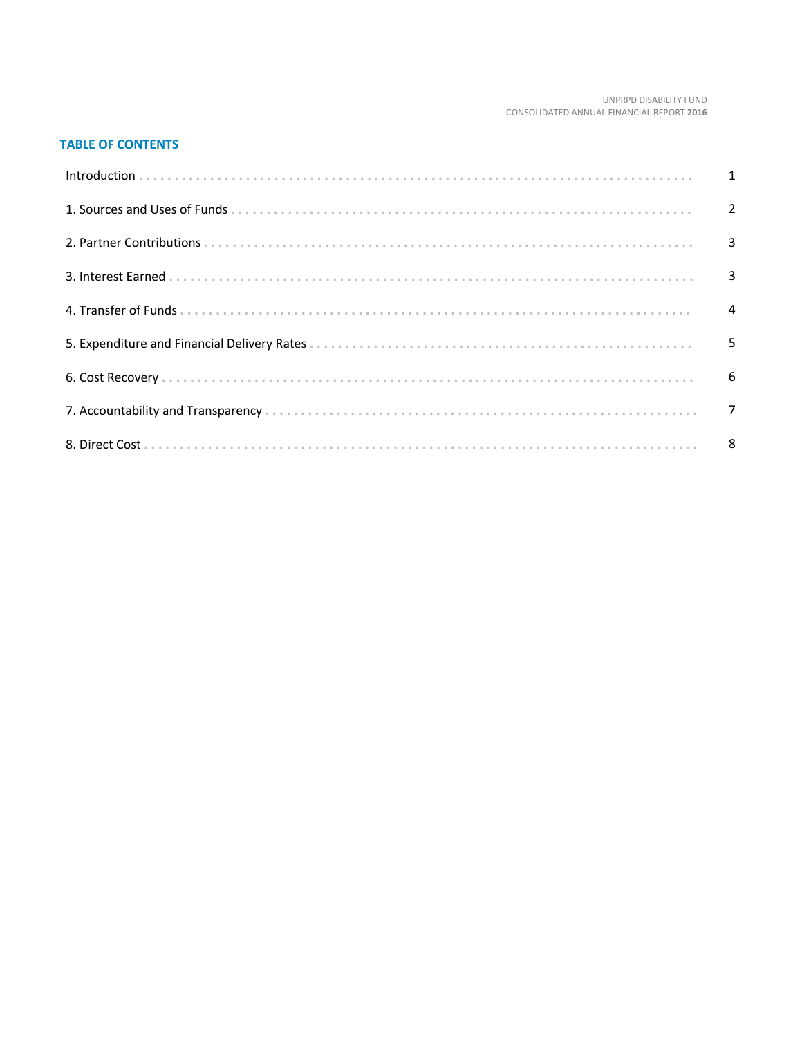## TABLE OF CONTENTS

| | |
|---|---|
| Introduction | 1 |
| 1. Sources and Uses of Funds | 2 |
| 2. Partner Contributions | 3 |
| 3. Interest Earned | 3 |
| 4. Transfer of Funds | 4 |
| 5. Expenditure and Financial Delivery Rates | 5 |
| 6. Cost Recovery | 6 |
| 7. Accountability and Transparency | 7 |
| 8. Direct Cost | 8 |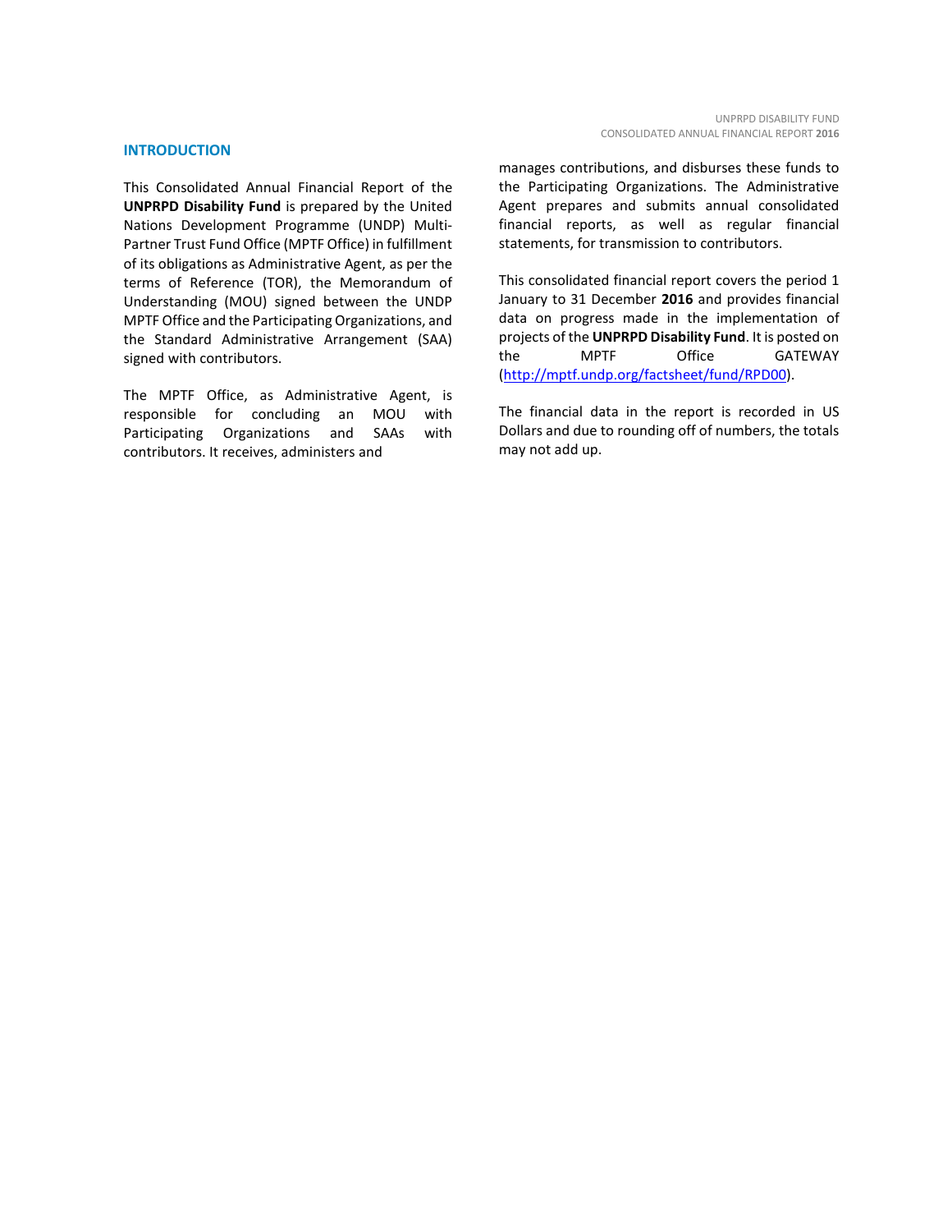## INTRODUCTION

This Consolidated Annual Financial Report of the **UNPRPD Disability Fund** is prepared by the United Nations Development Programme (UNDP) Multi-Partner Trust Fund Office (MPTF Office) in fulfillment of its obligations as Administrative Agent, as per the terms of Reference (TOR), the Memorandum of Understanding (MOU) signed between the UNDP MPTF Office and the Participating Organizations, and the Standard Administrative Arrangement (SAA) signed with contributors.

The MPTF Office, as Administrative Agent, is responsible for concluding an MOU with Participating Organizations and SAAs with contributors. It receives, administers and manages contributions, and disburses these funds to the Participating Organizations. The Administrative Agent prepares and submits annual consolidated financial reports, as well as regular financial statements, for transmission to contributors.

This consolidated financial report covers the period 1 January to 31 December **2016** and provides financial data on progress made in the implementation of projects of the **UNPRPD Disability Fund**. It is posted on the MPTF Office GATEWAY ([http://mptf.undp.org/factsheet/fund/RPD00](http://mptf.undp.org/factsheet/fund/RPD00)).

The financial data in the report is recorded in US Dollars and due to rounding off of numbers, the totals may not add up.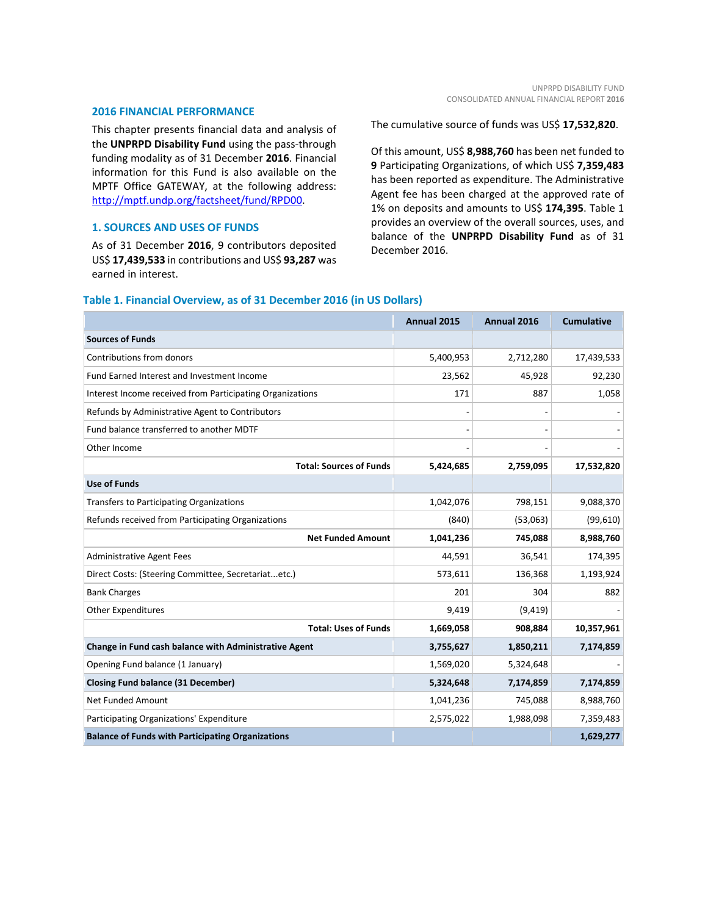## 2016 FINANCIAL PERFORMANCE

This chapter presents financial data and analysis of the **UNPRPD Disability Fund** using the pass-through funding modality as of 31 December **2016**. Financial information for this Fund is also available on the MPTF Office GATEWAY, at the following address: [http://mptf.undp.org/factsheet/fund/RPD00](http://mptf.undp.org/factsheet/fund/RPD00).

### 1. SOURCES AND USES OF FUNDS

As of 31 December **2016**, 9 contributors deposited US$ **17,439,533** in contributions and US$ **93,287** was earned in interest.

The cumulative source of funds was US$ **17,532,820**.

Of this amount, US$ **8,988,760** has been net funded to **9** Participating Organizations, of which US$ **7,359,483** has been reported as expenditure. The Administrative Agent fee has been charged at the approved rate of 1% on deposits and amounts to US$ **174,395**. Table 1 provides an overview of the overall sources, uses, and balance of the **UNPRPD Disability Fund** as of 31 December 2016.

### Table 1. Financial Overview, as of 31 December 2016 (in US Dollars)

| | Annual 2015 | Annual 2016 | Cumulative |
|---|---|---|---|
| **Sources of Funds** | | | |
| Contributions from donors | 5,400,953 | 2,712,280 | 17,439,533 |
| Fund Earned Interest and Investment Income | 23,562 | 45,928 | 92,230 |
| Interest Income received from Participating Organizations | 171 | 887 | 1,058 |
| Refunds by Administrative Agent to Contributors | - | - | - |
| Fund balance transferred to another MDTF | - | - | - |
| Other Income | - | - | - |
| **Total: Sources of Funds** | **5,424,685** | **2,759,095** | **17,532,820** |
| **Use of Funds** | | | |
| Transfers to Participating Organizations | 1,042,076 | 798,151 | 9,088,370 |
| Refunds received from Participating Organizations | (840) | (53,063) | (99,610) |
| **Net Funded Amount** | **1,041,236** | **745,088** | **8,988,760** |
| Administrative Agent Fees | 44,591 | 36,541 | 174,395 |
| Direct Costs: (Steering Committee, Secretariat...etc.) | 573,611 | 136,368 | 1,193,924 |
| Bank Charges | 201 | 304 | 882 |
| Other Expenditures | 9,419 | (9,419) | - |
| **Total: Uses of Funds** | **1,669,058** | **908,884** | **10,357,961** |
| **Change in Fund cash balance with Administrative Agent** | **3,755,627** | **1,850,211** | **7,174,859** |
| Opening Fund balance (1 January) | 1,569,020 | 5,324,648 | - |
| **Closing Fund balance (31 December)** | **5,324,648** | **7,174,859** | **7,174,859** |
| Net Funded Amount | 1,041,236 | 745,088 | 8,988,760 |
| Participating Organizations' Expenditure | 2,575,022 | 1,988,098 | 7,359,483 |
| **Balance of Funds with Participating Organizations** | | | **1,629,277** |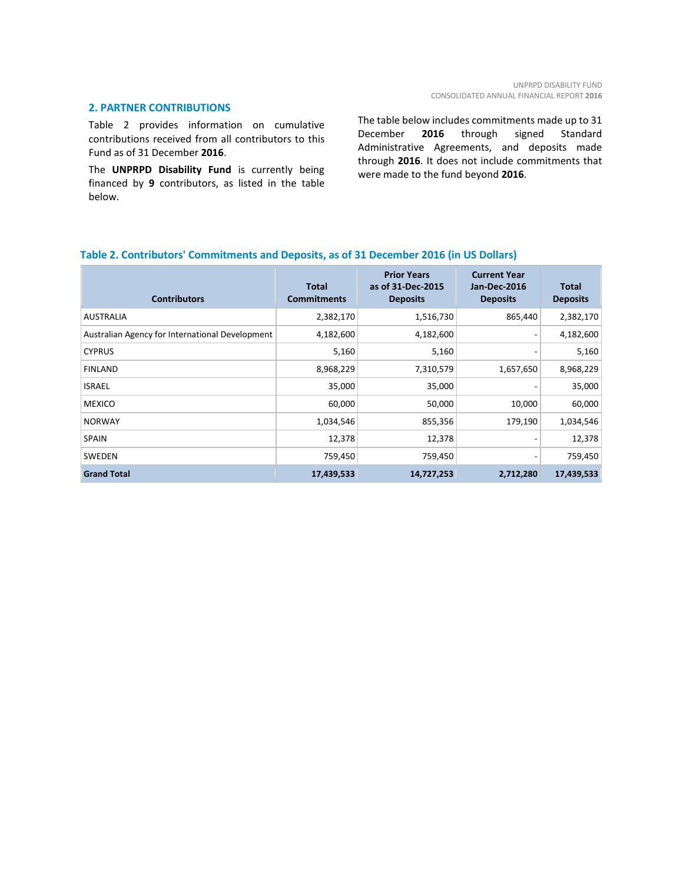## 2. PARTNER CONTRIBUTIONS

Table 2 provides information on cumulative contributions received from all contributors to this Fund as of 31 December **2016**.

The **UNPRPD Disability Fund** is currently being financed by **9** contributors, as listed in the table below.

The table below includes commitments made up to 31 December **2016** through signed Standard Administrative Agreements, and deposits made through **2016**. It does not include commitments that were made to the fund beyond **2016**.

**Table 2. Contributors' Commitments and Deposits, as of 31 December 2016 (in US Dollars)**

| Contributors | Total Commitments | Prior Years as of 31-Dec-2015 Deposits | Current Year Jan-Dec-2016 Deposits | Total Deposits |
|---|---|---|---|---|
| AUSTRALIA | 2,382,170 | 1,516,730 | 865,440 | 2,382,170 |
| Australian Agency for International Development | 4,182,600 | 4,182,600 | - | 4,182,600 |
| CYPRUS | 5,160 | 5,160 | - | 5,160 |
| FINLAND | 8,968,229 | 7,310,579 | 1,657,650 | 8,968,229 |
| ISRAEL | 35,000 | 35,000 | - | 35,000 |
| MEXICO | 60,000 | 50,000 | 10,000 | 60,000 |
| NORWAY | 1,034,546 | 855,356 | 179,190 | 1,034,546 |
| SPAIN | 12,378 | 12,378 | - | 12,378 |
| SWEDEN | 759,450 | 759,450 | - | 759,450 |
| **Grand Total** | **17,439,533** | **14,727,253** | **2,712,280** | **17,439,533** |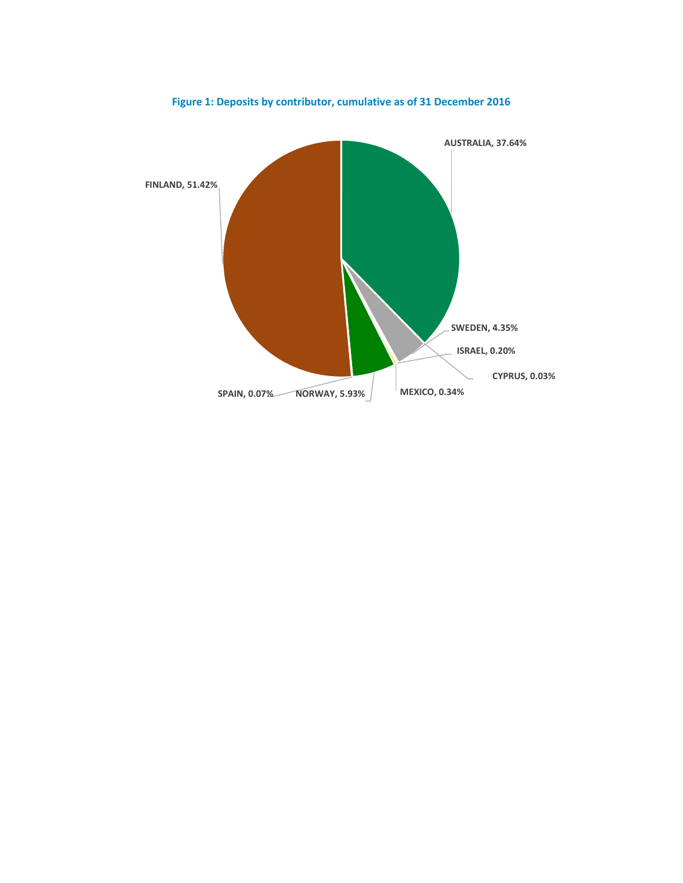**Figure 1: Deposits by contributor, cumulative as of 31 December 2016**

| Contributor | Share |
|---|---|
| FINLAND | 51.42% |
| AUSTRALIA | 37.64% |
| NORWAY | 5.93% |
| SWEDEN | 4.35% |
| MEXICO | 0.34% |
| ISRAEL | 0.20% |
| SPAIN | 0.07% |
| CYPRUS | 0.03% |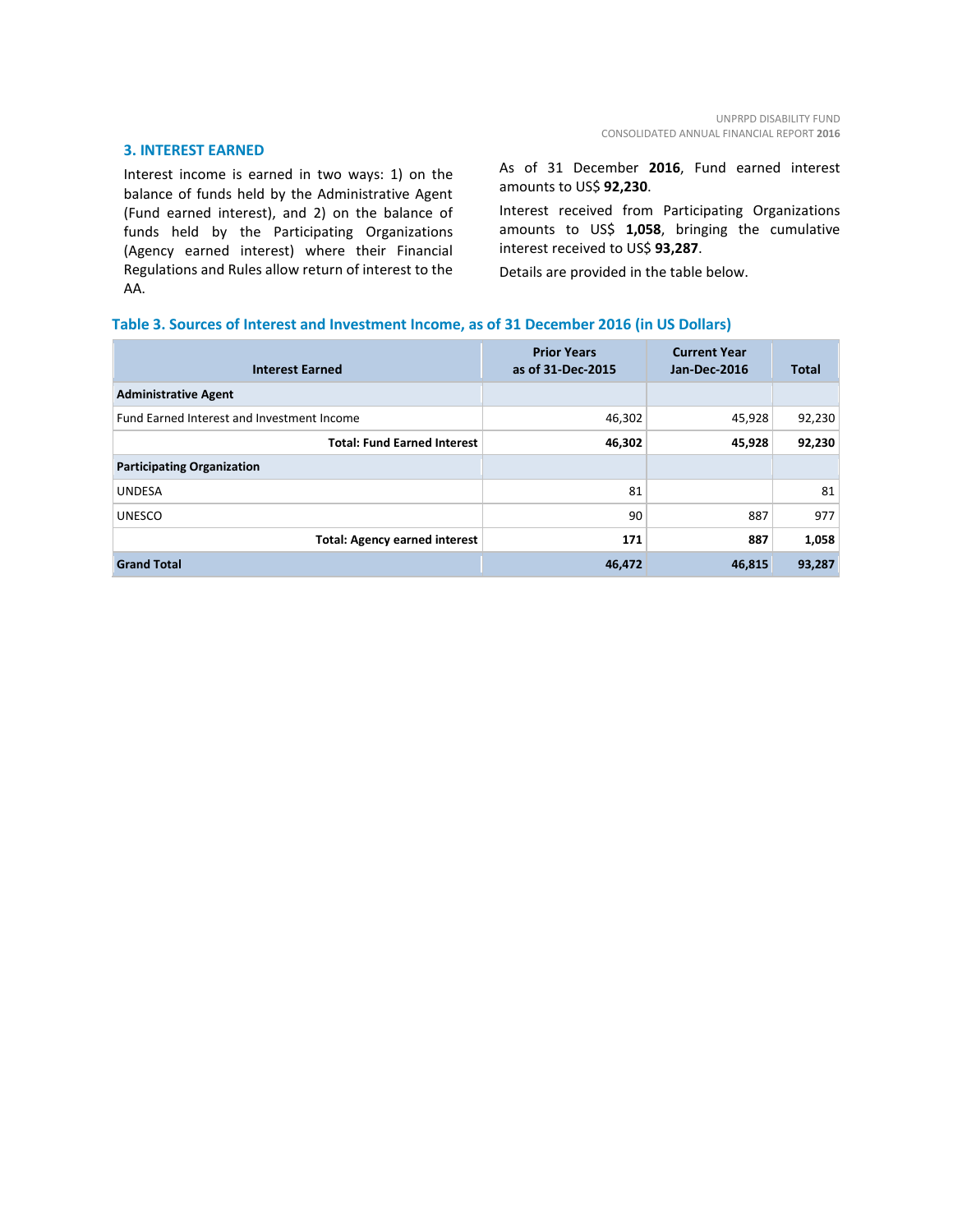## 3. INTEREST EARNED

Interest income is earned in two ways: 1) on the balance of funds held by the Administrative Agent (Fund earned interest), and 2) on the balance of funds held by the Participating Organizations (Agency earned interest) where their Financial Regulations and Rules allow return of interest to the AA.

As of 31 December **2016**, Fund earned interest amounts to US$ **92,230**.

Interest received from Participating Organizations amounts to US$ **1,058**, bringing the cumulative interest received to US$ **93,287**.

Details are provided in the table below.

### Table 3. Sources of Interest and Investment Income, as of 31 December 2016 (in US Dollars)

| Interest Earned | Prior Years as of 31-Dec-2015 | Current Year Jan-Dec-2016 | Total |
|---|---|---|---|
| **Administrative Agent** | | | |
| Fund Earned Interest and Investment Income | 46,302 | 45,928 | 92,230 |
| **Total: Fund Earned Interest** | **46,302** | **45,928** | **92,230** |
| **Participating Organization** | | | |
| UNDESA | 81 | | 81 |
| UNESCO | 90 | 887 | 977 |
| **Total: Agency earned interest** | **171** | **887** | **1,058** |
| **Grand Total** | **46,472** | **46,815** | **93,287** |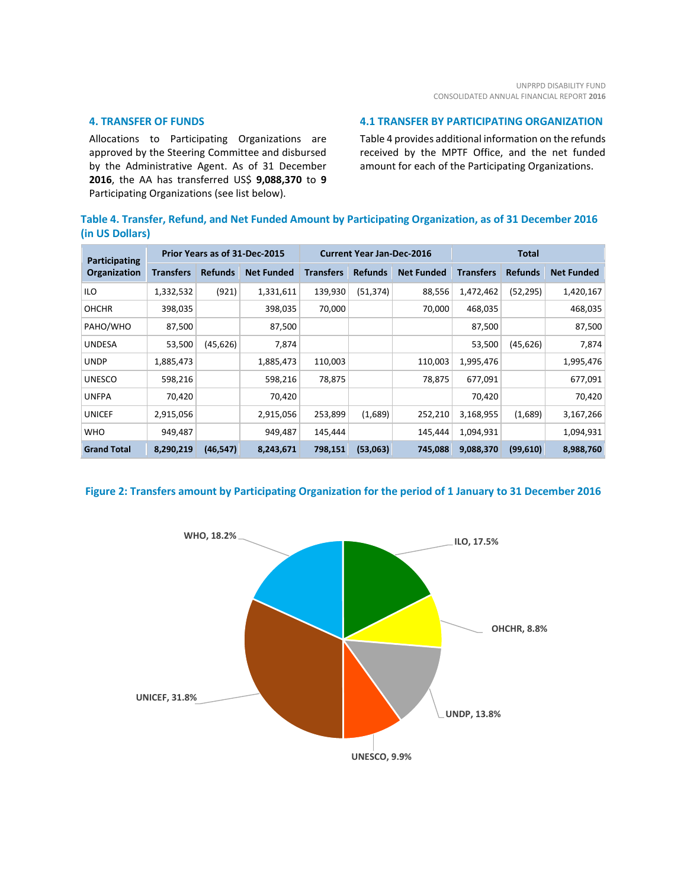## 4. TRANSFER OF FUNDS

Allocations to Participating Organizations are approved by the Steering Committee and disbursed by the Administrative Agent. As of 31 December **2016**, the AA has transferred US$ **9,088,370** to **9** Participating Organizations (see list below).

### 4.1 TRANSFER BY PARTICIPATING ORGANIZATION

Table 4 provides additional information on the refunds received by the MPTF Office, and the net funded amount for each of the Participating Organizations.

**Table 4. Transfer, Refund, and Net Funded Amount by Participating Organization, as of 31 December 2016 (in US Dollars)**

| Participating Organization | Prior Years as of 31-Dec-2015 | | | Current Year Jan-Dec-2016 | | | Total | | |
|---|---|---|---|---|---|---|---|---|---|
| | Transfers | Refunds | Net Funded | Transfers | Refunds | Net Funded | Transfers | Refunds | Net Funded |
| ILO | 1,332,532 | (921) | 1,331,611 | 139,930 | (51,374) | 88,556 | 1,472,462 | (52,295) | 1,420,167 |
| OHCHR | 398,035 | | 398,035 | 70,000 | | 70,000 | 468,035 | | 468,035 |
| PAHO/WHO | 87,500 | | 87,500 | | | | 87,500 | | 87,500 |
| UNDESA | 53,500 | (45,626) | 7,874 | | | | 53,500 | (45,626) | 7,874 |
| UNDP | 1,885,473 | | 1,885,473 | 110,003 | | 110,003 | 1,995,476 | | 1,995,476 |
| UNESCO | 598,216 | | 598,216 | 78,875 | | 78,875 | 677,091 | | 677,091 |
| UNFPA | 70,420 | | 70,420 | | | | 70,420 | | 70,420 |
| UNICEF | 2,915,056 | | 2,915,056 | 253,899 | (1,689) | 252,210 | 3,168,955 | (1,689) | 3,167,266 |
| WHO | 949,487 | | 949,487 | 145,444 | | 145,444 | 1,094,931 | | 1,094,931 |
| **Grand Total** | **8,290,219** | **(46,547)** | **8,243,671** | **798,151** | **(53,063)** | **745,088** | **9,088,370** | **(99,610)** | **8,988,760** |

**Figure 2: Transfers amount by Participating Organization for the period of 1 January to 31 December 2016**

WHO, 18.2%; ILO, 17.5%; OHCHR, 8.8%; UNDP, 13.8%; UNESCO, 9.9%; UNICEF, 31.8%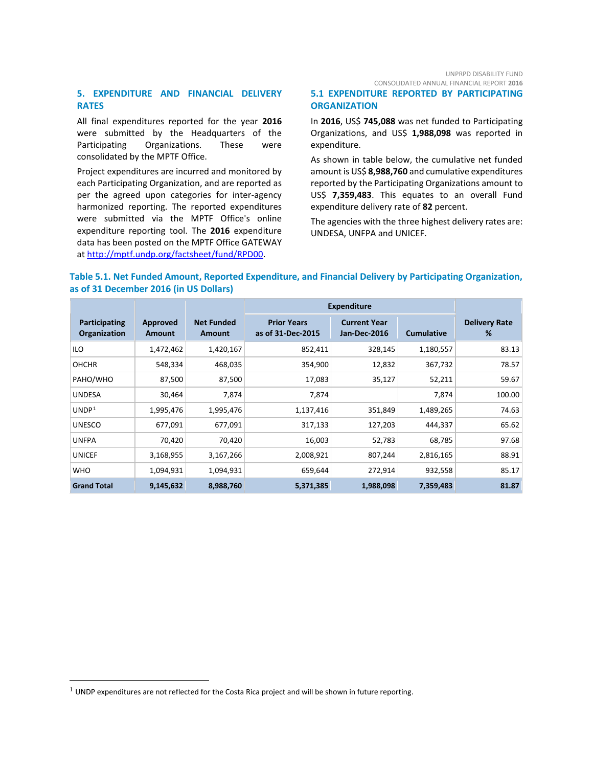## 5. EXPENDITURE AND FINANCIAL DELIVERY RATES

All final expenditures reported for the year **2016** were submitted by the Headquarters of the Participating Organizations. These were consolidated by the MPTF Office.

Project expenditures are incurred and monitored by each Participating Organization, and are reported as per the agreed upon categories for inter-agency harmonized reporting. The reported expenditures were submitted via the MPTF Office's online expenditure reporting tool. The **2016** expenditure data has been posted on the MPTF Office GATEWAY at http://mptf.undp.org/factsheet/fund/RPD00.

### 5.1 EXPENDITURE REPORTED BY PARTICIPATING ORGANIZATION

In **2016**, US$ **745,088** was net funded to Participating Organizations, and US$ **1,988,098** was reported in expenditure.

As shown in table below, the cumulative net funded amount is US$ **8,988,760** and cumulative expenditures reported by the Participating Organizations amount to US$ **7,359,483**. This equates to an overall Fund expenditure delivery rate of **82** percent.

The agencies with the three highest delivery rates are: UNDESA, UNFPA and UNICEF.

**Table 5.1. Net Funded Amount, Reported Expenditure, and Financial Delivery by Participating Organization, as of 31 December 2016 (in US Dollars)**

| Participating Organization | Approved Amount | Net Funded Amount | Expenditure | | | Delivery Rate % |
|---|---|---|---|---|---|---|
| | | | Prior Years as of 31-Dec-2015 | Current Year Jan-Dec-2016 | Cumulative | |
| ILO | 1,472,462 | 1,420,167 | 852,411 | 328,145 | 1,180,557 | 83.13 |
| OHCHR | 548,334 | 468,035 | 354,900 | 12,832 | 367,732 | 78.57 |
| PAHO/WHO | 87,500 | 87,500 | 17,083 | 35,127 | 52,211 | 59.67 |
| UNDESA | 30,464 | 7,874 | 7,874 | | 7,874 | 100.00 |
| UNDP[1] | 1,995,476 | 1,995,476 | 1,137,416 | 351,849 | 1,489,265 | 74.63 |
| UNESCO | 677,091 | 677,091 | 317,133 | 127,203 | 444,337 | 65.62 |
| UNFPA | 70,420 | 70,420 | 16,003 | 52,783 | 68,785 | 97.68 |
| UNICEF | 3,168,955 | 3,167,266 | 2,008,921 | 807,244 | 2,816,165 | 88.91 |
| WHO | 1,094,931 | 1,094,931 | 659,644 | 272,914 | 932,558 | 85.17 |
| **Grand Total** | **9,145,632** | **8,988,760** | **5,371,385** | **1,988,098** | **7,359,483** | **81.87** |

[1] UNDP expenditures are not reflected for the Costa Rica project and will be shown in future reporting.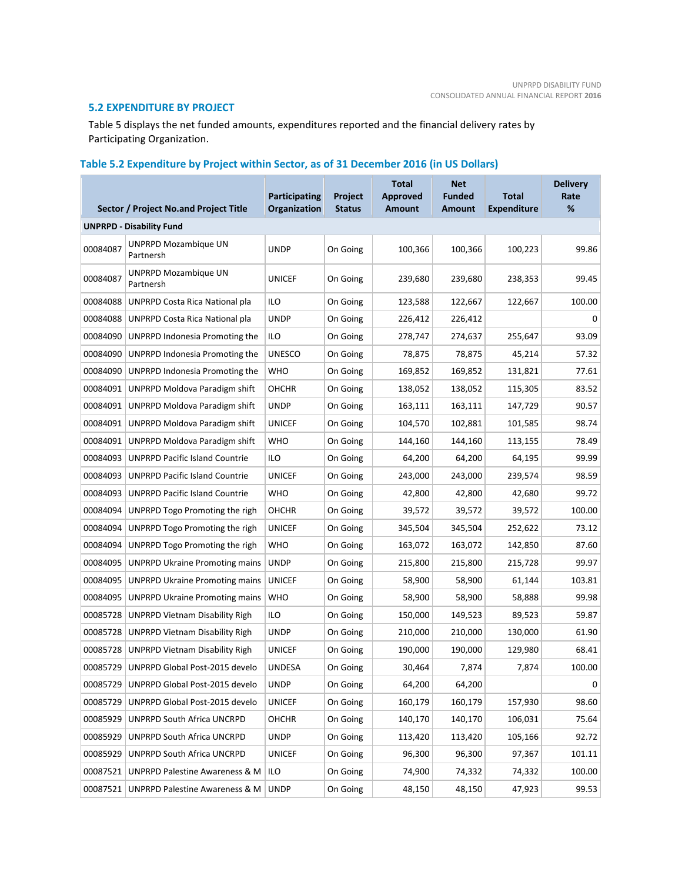## 5.2 EXPENDITURE BY PROJECT

Table 5 displays the net funded amounts, expenditures reported and the financial delivery rates by Participating Organization.

### Table 5.2 Expenditure by Project within Sector, as of 31 December 2016 (in US Dollars)

| Sector / Project No.and Project Title | | Participating Organization | Project Status | Total Approved Amount | Net Funded Amount | Total Expenditure | Delivery Rate % |
|---|---|---|---|---|---|---|---|
| **UNPRPD - Disability Fund** | | | | | | | |
| 00084087 | UNPRPD Mozambique UN Partnersh | UNDP | On Going | 100,366 | 100,366 | 100,223 | 99.86 |
| 00084087 | UNPRPD Mozambique UN Partnersh | UNICEF | On Going | 239,680 | 239,680 | 238,353 | 99.45 |
| 00084088 | UNPRPD Costa Rica National pla | ILO | On Going | 123,588 | 122,667 | 122,667 | 100.00 |
| 00084088 | UNPRPD Costa Rica National pla | UNDP | On Going | 226,412 | 226,412 | | 0 |
| 00084090 | UNPRPD Indonesia Promoting the | ILO | On Going | 278,747 | 274,637 | 255,647 | 93.09 |
| 00084090 | UNPRPD Indonesia Promoting the | UNESCO | On Going | 78,875 | 78,875 | 45,214 | 57.32 |
| 00084090 | UNPRPD Indonesia Promoting the | WHO | On Going | 169,852 | 169,852 | 131,821 | 77.61 |
| 00084091 | UNPRPD Moldova Paradigm shift | OHCHR | On Going | 138,052 | 138,052 | 115,305 | 83.52 |
| 00084091 | UNPRPD Moldova Paradigm shift | UNDP | On Going | 163,111 | 163,111 | 147,729 | 90.57 |
| 00084091 | UNPRPD Moldova Paradigm shift | UNICEF | On Going | 104,570 | 102,881 | 101,585 | 98.74 |
| 00084091 | UNPRPD Moldova Paradigm shift | WHO | On Going | 144,160 | 144,160 | 113,155 | 78.49 |
| 00084093 | UNPRPD Pacific Island Countrie | ILO | On Going | 64,200 | 64,200 | 64,195 | 99.99 |
| 00084093 | UNPRPD Pacific Island Countrie | UNICEF | On Going | 243,000 | 243,000 | 239,574 | 98.59 |
| 00084093 | UNPRPD Pacific Island Countrie | WHO | On Going | 42,800 | 42,800 | 42,680 | 99.72 |
| 00084094 | UNPRPD Togo Promoting the righ | OHCHR | On Going | 39,572 | 39,572 | 39,572 | 100.00 |
| 00084094 | UNPRPD Togo Promoting the righ | UNICEF | On Going | 345,504 | 345,504 | 252,622 | 73.12 |
| 00084094 | UNPRPD Togo Promoting the righ | WHO | On Going | 163,072 | 163,072 | 142,850 | 87.60 |
| 00084095 | UNPRPD Ukraine Promoting mains | UNDP | On Going | 215,800 | 215,800 | 215,728 | 99.97 |
| 00084095 | UNPRPD Ukraine Promoting mains | UNICEF | On Going | 58,900 | 58,900 | 61,144 | 103.81 |
| 00084095 | UNPRPD Ukraine Promoting mains | WHO | On Going | 58,900 | 58,900 | 58,888 | 99.98 |
| 00085728 | UNPRPD Vietnam Disability Righ | ILO | On Going | 150,000 | 149,523 | 89,523 | 59.87 |
| 00085728 | UNPRPD Vietnam Disability Righ | UNDP | On Going | 210,000 | 210,000 | 130,000 | 61.90 |
| 00085728 | UNPRPD Vietnam Disability Righ | UNICEF | On Going | 190,000 | 190,000 | 129,980 | 68.41 |
| 00085729 | UNPRPD Global Post-2015 develo | UNDESA | On Going | 30,464 | 7,874 | 7,874 | 100.00 |
| 00085729 | UNPRPD Global Post-2015 develo | UNDP | On Going | 64,200 | 64,200 | | 0 |
| 00085729 | UNPRPD Global Post-2015 develo | UNICEF | On Going | 160,179 | 160,179 | 157,930 | 98.60 |
| 00085929 | UNPRPD South Africa UNCRPD | OHCHR | On Going | 140,170 | 140,170 | 106,031 | 75.64 |
| 00085929 | UNPRPD South Africa UNCRPD | UNDP | On Going | 113,420 | 113,420 | 105,166 | 92.72 |
| 00085929 | UNPRPD South Africa UNCRPD | UNICEF | On Going | 96,300 | 96,300 | 97,367 | 101.11 |
| 00087521 | UNPRPD Palestine Awareness & M | ILO | On Going | 74,900 | 74,332 | 74,332 | 100.00 |
| 00087521 | UNPRPD Palestine Awareness & M | UNDP | On Going | 48,150 | 48,150 | 47,923 | 99.53 |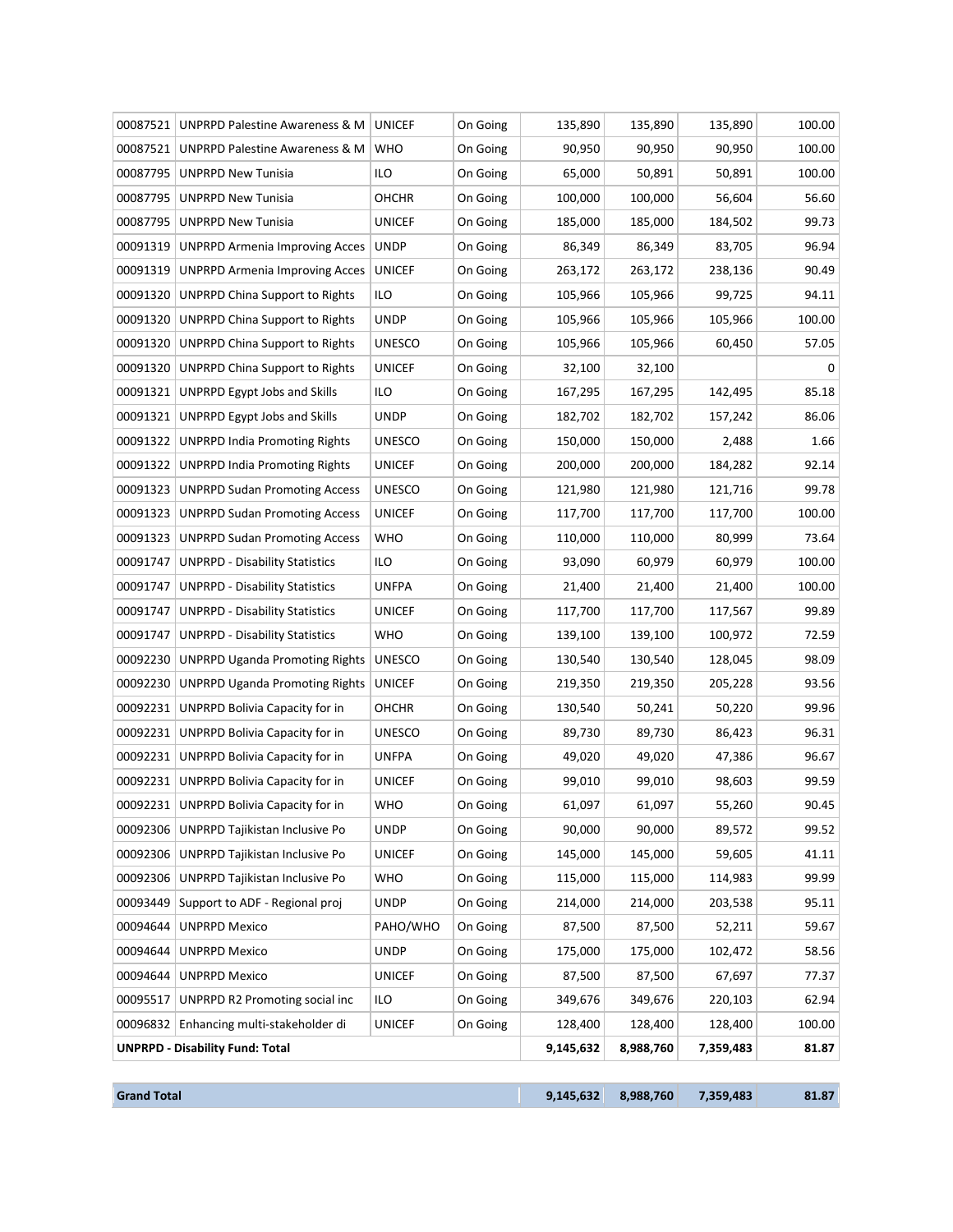| | | | | | | | |
|---|---|---|---|---|---|---|---|
| 00087521 | UNPRPD Palestine Awareness & M | UNICEF | On Going | 135,890 | 135,890 | 135,890 | 100.00 |
| 00087521 | UNPRPD Palestine Awareness & M | WHO | On Going | 90,950 | 90,950 | 90,950 | 100.00 |
| 00087795 | UNPRPD New Tunisia | ILO | On Going | 65,000 | 50,891 | 50,891 | 100.00 |
| 00087795 | UNPRPD New Tunisia | OHCHR | On Going | 100,000 | 100,000 | 56,604 | 56.60 |
| 00087795 | UNPRPD New Tunisia | UNICEF | On Going | 185,000 | 185,000 | 184,502 | 99.73 |
| 00091319 | UNPRPD Armenia Improving Acces | UNDP | On Going | 86,349 | 86,349 | 83,705 | 96.94 |
| 00091319 | UNPRPD Armenia Improving Acces | UNICEF | On Going | 263,172 | 263,172 | 238,136 | 90.49 |
| 00091320 | UNPRPD China Support to Rights | ILO | On Going | 105,966 | 105,966 | 99,725 | 94.11 |
| 00091320 | UNPRPD China Support to Rights | UNDP | On Going | 105,966 | 105,966 | 105,966 | 100.00 |
| 00091320 | UNPRPD China Support to Rights | UNESCO | On Going | 105,966 | 105,966 | 60,450 | 57.05 |
| 00091320 | UNPRPD China Support to Rights | UNICEF | On Going | 32,100 | 32,100 | | 0 |
| 00091321 | UNPRPD Egypt Jobs and Skills | ILO | On Going | 167,295 | 167,295 | 142,495 | 85.18 |
| 00091321 | UNPRPD Egypt Jobs and Skills | UNDP | On Going | 182,702 | 182,702 | 157,242 | 86.06 |
| 00091322 | UNPRPD India Promoting Rights | UNESCO | On Going | 150,000 | 150,000 | 2,488 | 1.66 |
| 00091322 | UNPRPD India Promoting Rights | UNICEF | On Going | 200,000 | 200,000 | 184,282 | 92.14 |
| 00091323 | UNPRPD Sudan Promoting Access | UNESCO | On Going | 121,980 | 121,980 | 121,716 | 99.78 |
| 00091323 | UNPRPD Sudan Promoting Access | UNICEF | On Going | 117,700 | 117,700 | 117,700 | 100.00 |
| 00091323 | UNPRPD Sudan Promoting Access | WHO | On Going | 110,000 | 110,000 | 80,999 | 73.64 |
| 00091747 | UNPRPD - Disability Statistics | ILO | On Going | 93,090 | 60,979 | 60,979 | 100.00 |
| 00091747 | UNPRPD - Disability Statistics | UNFPA | On Going | 21,400 | 21,400 | 21,400 | 100.00 |
| 00091747 | UNPRPD - Disability Statistics | UNICEF | On Going | 117,700 | 117,700 | 117,567 | 99.89 |
| 00091747 | UNPRPD - Disability Statistics | WHO | On Going | 139,100 | 139,100 | 100,972 | 72.59 |
| 00092230 | UNPRPD Uganda Promoting Rights | UNESCO | On Going | 130,540 | 130,540 | 128,045 | 98.09 |
| 00092230 | UNPRPD Uganda Promoting Rights | UNICEF | On Going | 219,350 | 219,350 | 205,228 | 93.56 |
| 00092231 | UNPRPD Bolivia Capacity for in | OHCHR | On Going | 130,540 | 50,241 | 50,220 | 99.96 |
| 00092231 | UNPRPD Bolivia Capacity for in | UNESCO | On Going | 89,730 | 89,730 | 86,423 | 96.31 |
| 00092231 | UNPRPD Bolivia Capacity for in | UNFPA | On Going | 49,020 | 49,020 | 47,386 | 96.67 |
| 00092231 | UNPRPD Bolivia Capacity for in | UNICEF | On Going | 99,010 | 99,010 | 98,603 | 99.59 |
| 00092231 | UNPRPD Bolivia Capacity for in | WHO | On Going | 61,097 | 61,097 | 55,260 | 90.45 |
| 00092306 | UNPRPD Tajikistan Inclusive Po | UNDP | On Going | 90,000 | 90,000 | 89,572 | 99.52 |
| 00092306 | UNPRPD Tajikistan Inclusive Po | UNICEF | On Going | 145,000 | 145,000 | 59,605 | 41.11 |
| 00092306 | UNPRPD Tajikistan Inclusive Po | WHO | On Going | 115,000 | 115,000 | 114,983 | 99.99 |
| 00093449 | Support to ADF - Regional proj | UNDP | On Going | 214,000 | 214,000 | 203,538 | 95.11 |
| 00094644 | UNPRPD Mexico | PAHO/WHO | On Going | 87,500 | 87,500 | 52,211 | 59.67 |
| 00094644 | UNPRPD Mexico | UNDP | On Going | 175,000 | 175,000 | 102,472 | 58.56 |
| 00094644 | UNPRPD Mexico | UNICEF | On Going | 87,500 | 87,500 | 67,697 | 77.37 |
| 00095517 | UNPRPD R2 Promoting social inc | ILO | On Going | 349,676 | 349,676 | 220,103 | 62.94 |
| 00096832 | Enhancing multi-stakeholder di | UNICEF | On Going | 128,400 | 128,400 | 128,400 | 100.00 |
| **UNPRPD - Disability Fund: Total** | | | | **9,145,632** | **8,988,760** | **7,359,483** | **81.87** |

| | | | | |
|---|---|---|---|---|
| **Grand Total** | **9,145,632** | **8,988,760** | **7,359,483** | **81.87** |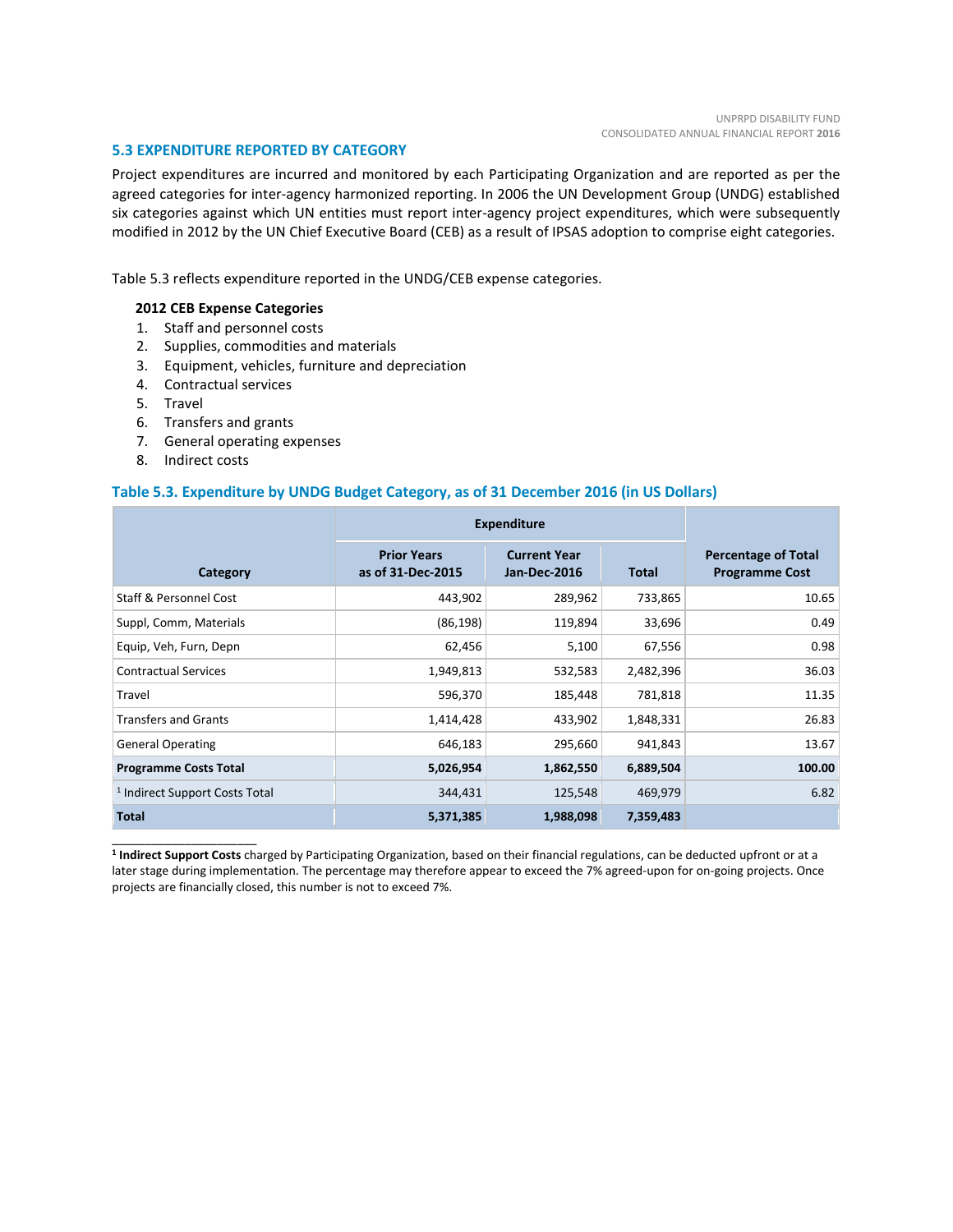### 5.3 EXPENDITURE REPORTED BY CATEGORY

Project expenditures are incurred and monitored by each Participating Organization and are reported as per the agreed categories for inter-agency harmonized reporting. In 2006 the UN Development Group (UNDG) established six categories against which UN entities must report inter-agency project expenditures, which were subsequently modified in 2012 by the UN Chief Executive Board (CEB) as a result of IPSAS adoption to comprise eight categories.

Table 5.3 reflects expenditure reported in the UNDG/CEB expense categories.

**2012 CEB Expense Categories**

1. Staff and personnel costs
2. Supplies, commodities and materials
3. Equipment, vehicles, furniture and depreciation
4. Contractual services
5. Travel
6. Transfers and grants
7. General operating expenses
8. Indirect costs

#### Table 5.3. Expenditure by UNDG Budget Category, as of 31 December 2016 (in US Dollars)

| Category | Expenditure | | | Percentage of Total Programme Cost |
|---|---|---|---|---|
| | Prior Years as of 31-Dec-2015 | Current Year Jan-Dec-2016 | Total | |
| Staff & Personnel Cost | 443,902 | 289,962 | 733,865 | 10.65 |
| Suppl, Comm, Materials | (86,198) | 119,894 | 33,696 | 0.49 |
| Equip, Veh, Furn, Depn | 62,456 | 5,100 | 67,556 | 0.98 |
| Contractual Services | 1,949,813 | 532,583 | 2,482,396 | 36.03 |
| Travel | 596,370 | 185,448 | 781,818 | 11.35 |
| Transfers and Grants | 1,414,428 | 433,902 | 1,848,331 | 26.83 |
| General Operating | 646,183 | 295,660 | 941,843 | 13.67 |
| **Programme Costs Total** | **5,026,954** | **1,862,550** | **6,889,504** | **100.00** |
| [1] Indirect Support Costs Total | 344,431 | 125,548 | 469,979 | 6.82 |
| **Total** | **5,371,385** | **1,988,098** | **7,359,483** | |

---

[1] **Indirect Support Costs** charged by Participating Organization, based on their financial regulations, can be deducted upfront or at a later stage during implementation. The percentage may therefore appear to exceed the 7% agreed-upon for on-going projects. Once projects are financially closed, this number is not to exceed 7%.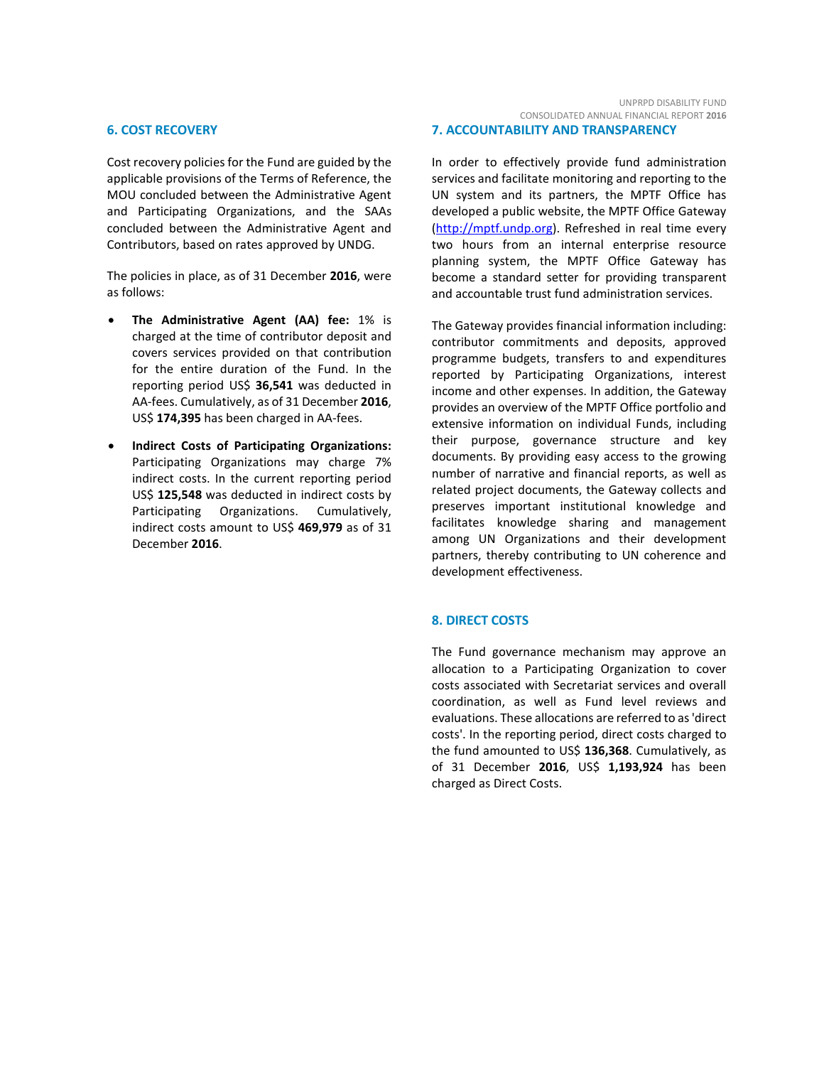## 6. COST RECOVERY

Cost recovery policies for the Fund are guided by the applicable provisions of the Terms of Reference, the MOU concluded between the Administrative Agent and Participating Organizations, and the SAAs concluded between the Administrative Agent and Contributors, based on rates approved by UNDG.

The policies in place, as of 31 December **2016**, were as follows:

- **The Administrative Agent (AA) fee:** 1% is charged at the time of contributor deposit and covers services provided on that contribution for the entire duration of the Fund. In the reporting period US$ **36,541** was deducted in AA-fees. Cumulatively, as of 31 December **2016**, US$ **174,395** has been charged in AA-fees.
- **Indirect Costs of Participating Organizations:** Participating Organizations may charge 7% indirect costs. In the current reporting period US$ **125,548** was deducted in indirect costs by Participating Organizations. Cumulatively, indirect costs amount to US$ **469,979** as of 31 December **2016**.

## 7. ACCOUNTABILITY AND TRANSPARENCY

In order to effectively provide fund administration services and facilitate monitoring and reporting to the UN system and its partners, the MPTF Office has developed a public website, the MPTF Office Gateway (http://mptf.undp.org). Refreshed in real time every two hours from an internal enterprise resource planning system, the MPTF Office Gateway has become a standard setter for providing transparent and accountable trust fund administration services.

The Gateway provides financial information including: contributor commitments and deposits, approved programme budgets, transfers to and expenditures reported by Participating Organizations, interest income and other expenses. In addition, the Gateway provides an overview of the MPTF Office portfolio and extensive information on individual Funds, including their purpose, governance structure and key documents. By providing easy access to the growing number of narrative and financial reports, as well as related project documents, the Gateway collects and preserves important institutional knowledge and facilitates knowledge sharing and management among UN Organizations and their development partners, thereby contributing to UN coherence and development effectiveness.

## 8. DIRECT COSTS

The Fund governance mechanism may approve an allocation to a Participating Organization to cover costs associated with Secretariat services and overall coordination, as well as Fund level reviews and evaluations. These allocations are referred to as 'direct costs'. In the reporting period, direct costs charged to the fund amounted to US$ **136,368**. Cumulatively, as of 31 December **2016**, US$ **1,193,924** has been charged as Direct Costs.